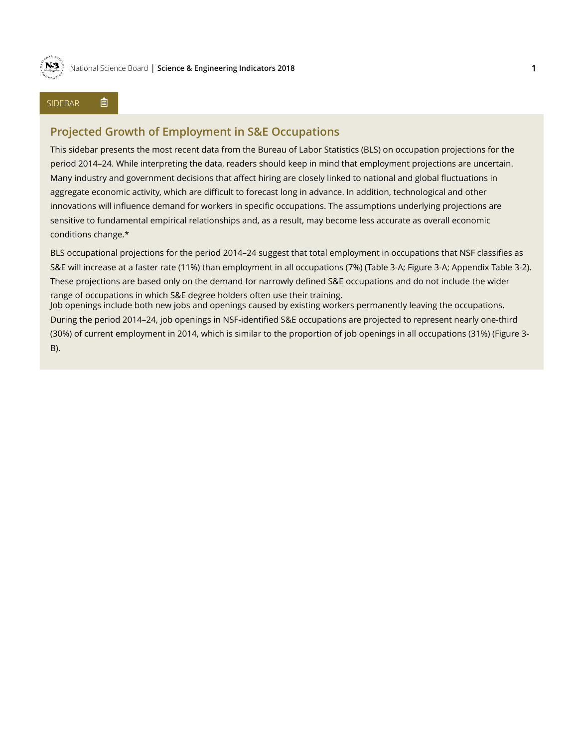SIDEBAR

## Projected Growth of Employment in S&E Occupations

This sidebar presents the most recent data from the Bureau of Labor Statistics (BLS) on occupation projections for the period 2014–24. While interpreting the data, readers should keep in mind that employment projections are uncertain. Many industry and government decisions that affect hiring are closely linked to national and global fluctuations in aggregate economic activity, which are difficult to forecast long in advance. In addition, technological and other innovations will influence demand for workers in specific occupations. The assumptions underlying projections are sensitive to fundamental empirical relationships and, as a result, may become less accurate as overall economic conditions change.*

BLS occupational projections for the period 2014–24 suggest that total employment in occupations that NSF classifies as S&E will increase at a faster rate (11%) than employment in all occupations (7%) (Table 3-A; Figure 3-A; Appendix Table 3-2). These projections are based only on the demand for narrowly defined S&E occupations and do not include the wider range of occupations in which S&E degree holders often use their training.

Job openings include both new jobs and openings caused by existing workers permanently leaving the occupations. During the period 2014–24, job openings in NSF-identified S&E occupations are projected to represent nearly one-third (30%) of current employment in 2014, which is similar to the proportion of job openings in all occupations (31%) (Figure 3-B).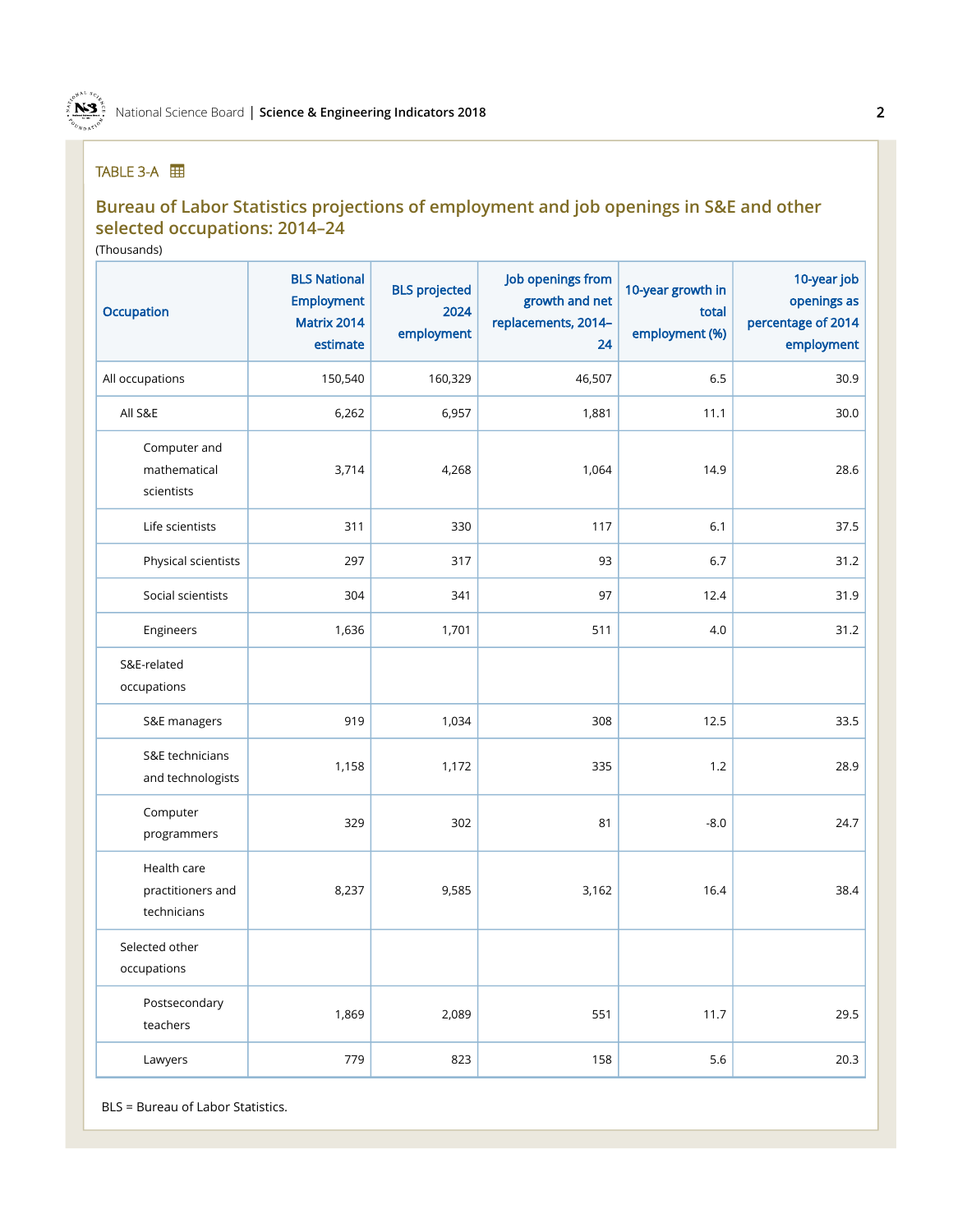TABLE 3-A

## Bureau of Labor Statistics projections of employment and job openings in S&E and other selected occupations: 2014–24

(Thousands)

| Occupation | BLS National Employment Matrix 2014 estimate | BLS projected 2024 employment | Job openings from growth and net replacements, 2014–24 | 10-year growth in total employment (%) | 10-year job openings as percentage of 2014 employment |
|---|---|---|---|---|---|
| All occupations | 150,540 | 160,329 | 46,507 | 6.5 | 30.9 |
| All S&E | 6,262 | 6,957 | 1,881 | 11.1 | 30.0 |
| Computer and mathematical scientists | 3,714 | 4,268 | 1,064 | 14.9 | 28.6 |
| Life scientists | 311 | 330 | 117 | 6.1 | 37.5 |
| Physical scientists | 297 | 317 | 93 | 6.7 | 31.2 |
| Social scientists | 304 | 341 | 97 | 12.4 | 31.9 |
| Engineers | 1,636 | 1,701 | 511 | 4.0 | 31.2 |
| S&E-related occupations | | | | | |
| S&E managers | 919 | 1,034 | 308 | 12.5 | 33.5 |
| S&E technicians and technologists | 1,158 | 1,172 | 335 | 1.2 | 28.9 |
| Computer programmers | 329 | 302 | 81 | -8.0 | 24.7 |
| Health care practitioners and technicians | 8,237 | 9,585 | 3,162 | 16.4 | 38.4 |
| Selected other occupations | | | | | |
| Postsecondary teachers | 1,869 | 2,089 | 551 | 11.7 | 29.5 |
| Lawyers | 779 | 823 | 158 | 5.6 | 20.3 |

BLS = Bureau of Labor Statistics.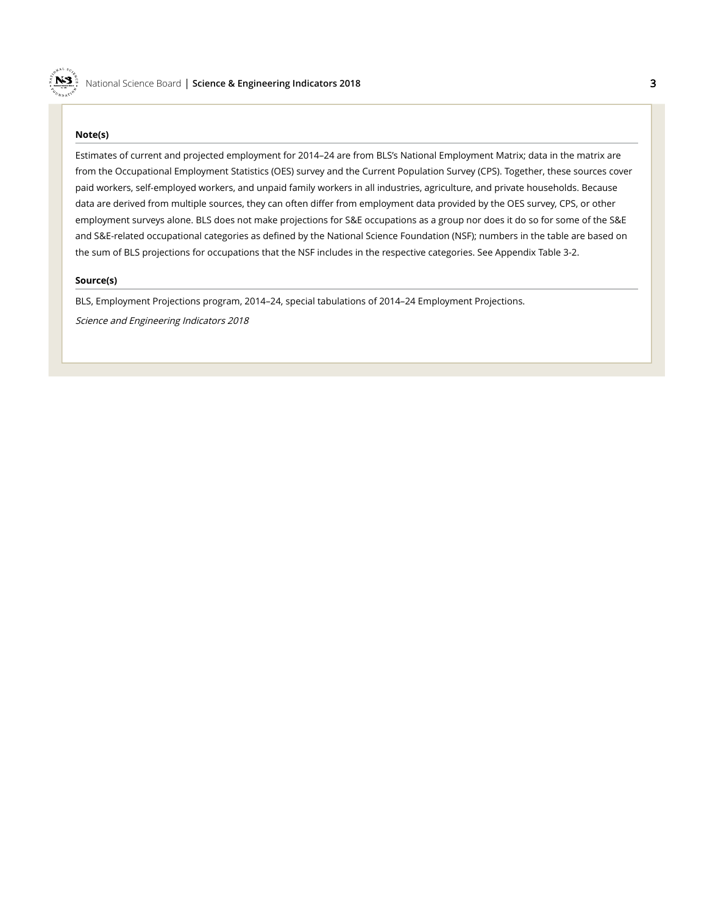**Note(s)**

Estimates of current and projected employment for 2014–24 are from BLS's National Employment Matrix; data in the matrix are from the Occupational Employment Statistics (OES) survey and the Current Population Survey (CPS). Together, these sources cover paid workers, self-employed workers, and unpaid family workers in all industries, agriculture, and private households. Because data are derived from multiple sources, they can often differ from employment data provided by the OES survey, CPS, or other employment surveys alone. BLS does not make projections for S&E occupations as a group nor does it do so for some of the S&E and S&E-related occupational categories as defined by the National Science Foundation (NSF); numbers in the table are based on the sum of BLS projections for occupations that the NSF includes in the respective categories. See Appendix Table 3-2.

**Source(s)**

BLS, Employment Projections program, 2014–24, special tabulations of 2014–24 Employment Projections.

*Science and Engineering Indicators 2018*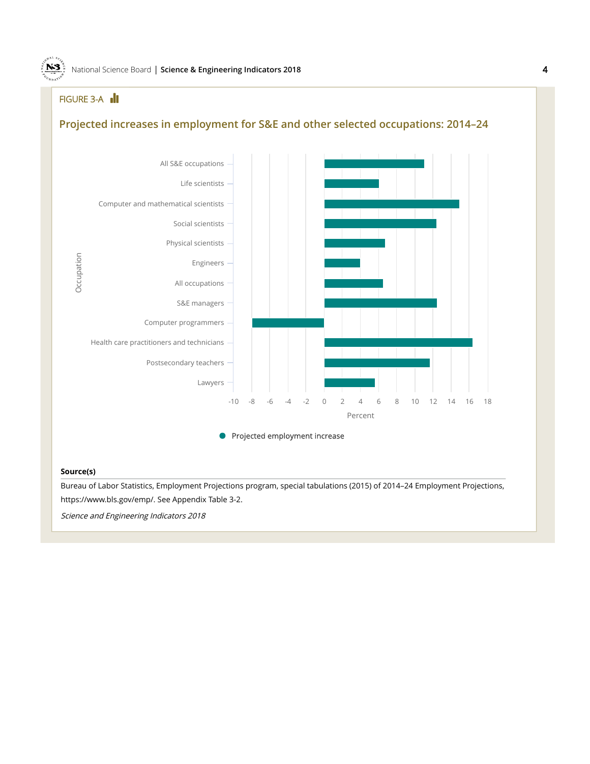FIGURE 3-A

## Projected increases in employment for S&E and other selected occupations: 2014–24

Occupation

All S&E occupations

Life scientists

Computer and mathematical scientists

Social scientists

Physical scientists

Engineers

All occupations

S&E managers

Computer programmers

Health care practitioners and technicians

Postsecondary teachers

Lawyers

-10 -8 -6 -4 -2 0 2 4 6 8 10 12 14 16 18

Percent

Projected employment increase

**Source(s)**

Bureau of Labor Statistics, Employment Projections program, special tabulations (2015) of 2014–24 Employment Projections, https://www.bls.gov/emp/. See Appendix Table 3-2.

*Science and Engineering Indicators 2018*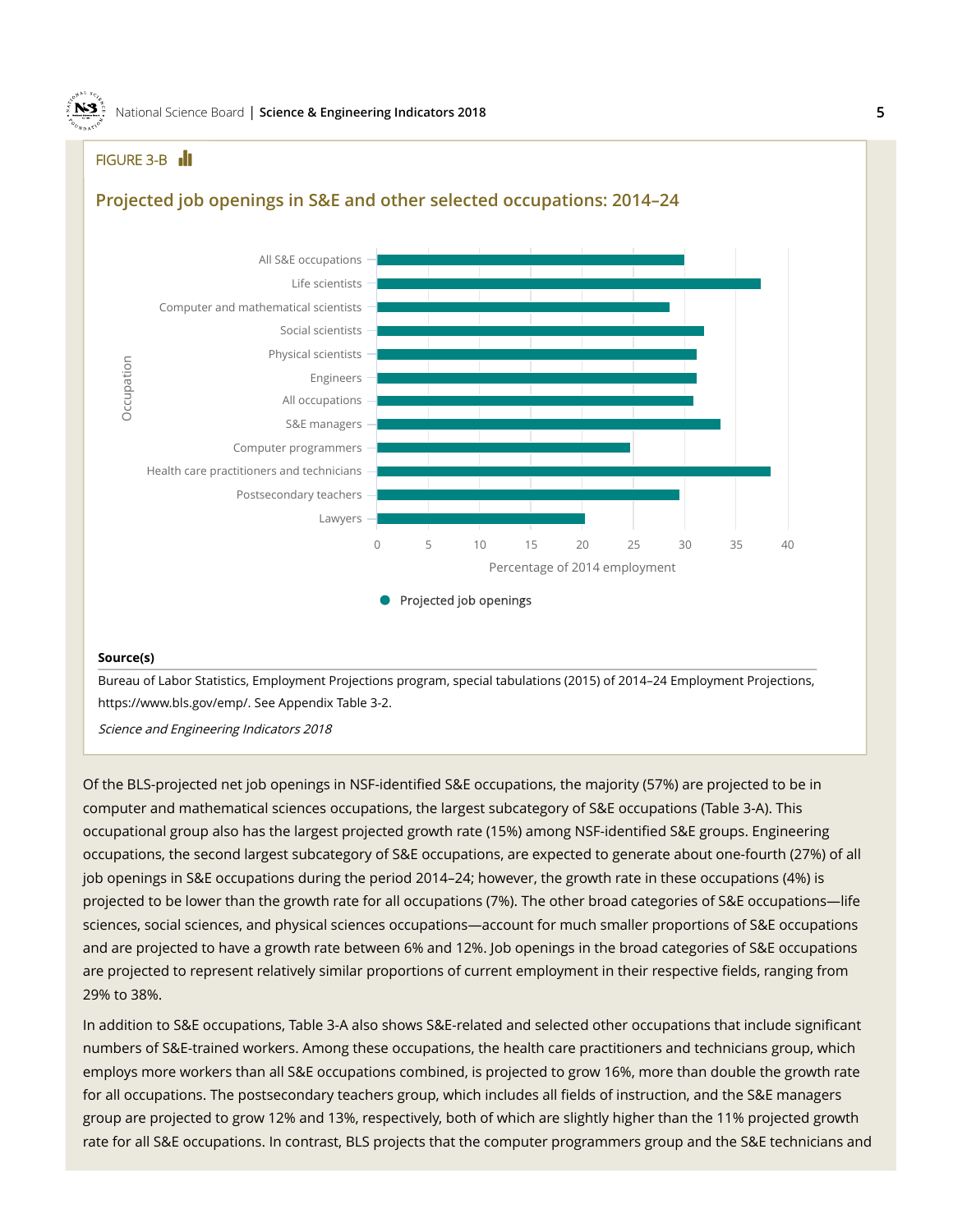FIGURE 3-B

### Projected job openings in S&E and other selected occupations: 2014–24

| Occupation | Projected job openings (Percentage of 2014 employment) |
| --- | --- |
| All S&E occupations | 30 |
| Life scientists | 37.5 |
| Computer and mathematical scientists | 28.5 |
| Social scientists | 32 |
| Physical scientists | 31 |
| Engineers | 31 |
| All occupations | 31 |
| S&E managers | 33.5 |
| Computer programmers | 24.5 |
| Health care practitioners and technicians | 38.5 |
| Postsecondary teachers | 29.5 |
| Lawyers | 20 |

**Source(s)**

Bureau of Labor Statistics, Employment Projections program, special tabulations (2015) of 2014–24 Employment Projections, https://www.bls.gov/emp/. See Appendix Table 3-2.

*Science and Engineering Indicators 2018*

Of the BLS-projected net job openings in NSF-identified S&E occupations, the majority (57%) are projected to be in computer and mathematical sciences occupations, the largest subcategory of S&E occupations (Table 3-A). This occupational group also has the largest projected growth rate (15%) among NSF-identified S&E groups. Engineering occupations, the second largest subcategory of S&E occupations, are expected to generate about one-fourth (27%) of all job openings in S&E occupations during the period 2014–24; however, the growth rate in these occupations (4%) is projected to be lower than the growth rate for all occupations (7%). The other broad categories of S&E occupations—life sciences, social sciences, and physical sciences occupations—account for much smaller proportions of S&E occupations and are projected to have a growth rate between 6% and 12%. Job openings in the broad categories of S&E occupations are projected to represent relatively similar proportions of current employment in their respective fields, ranging from 29% to 38%.

In addition to S&E occupations, Table 3-A also shows S&E-related and selected other occupations that include significant numbers of S&E-trained workers. Among these occupations, the health care practitioners and technicians group, which employs more workers than all S&E occupations combined, is projected to grow 16%, more than double the growth rate for all occupations. The postsecondary teachers group, which includes all fields of instruction, and the S&E managers group are projected to grow 12% and 13%, respectively, both of which are slightly higher than the 11% projected growth rate for all S&E occupations. In contrast, BLS projects that the computer programmers group and the S&E technicians and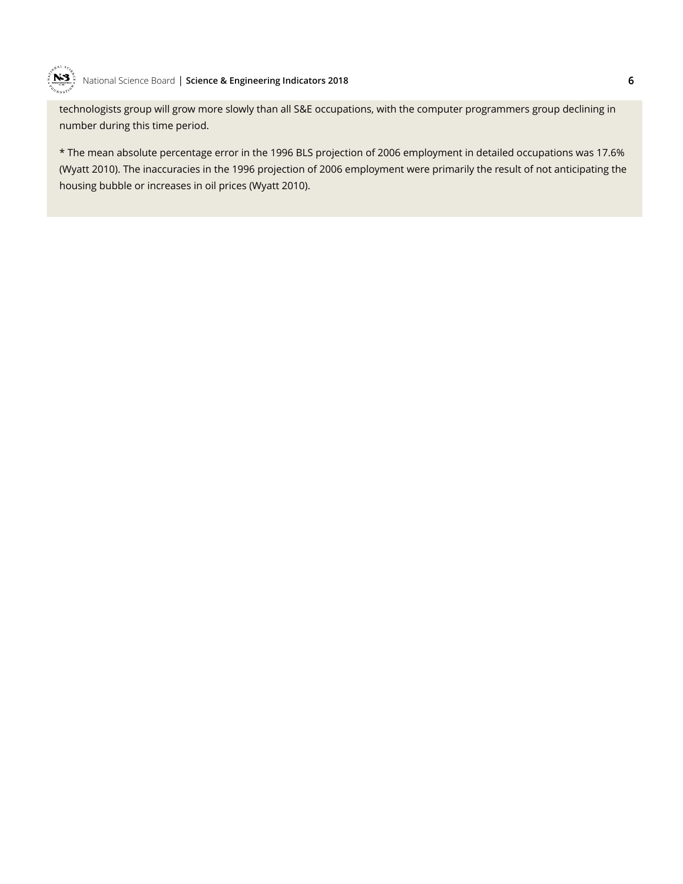technologists group will grow more slowly than all S&E occupations, with the computer programmers group declining in number during this time period.

* The mean absolute percentage error in the 1996 BLS projection of 2006 employment in detailed occupations was 17.6% (Wyatt 2010). The inaccuracies in the 1996 projection of 2006 employment were primarily the result of not anticipating the housing bubble or increases in oil prices (Wyatt 2010).